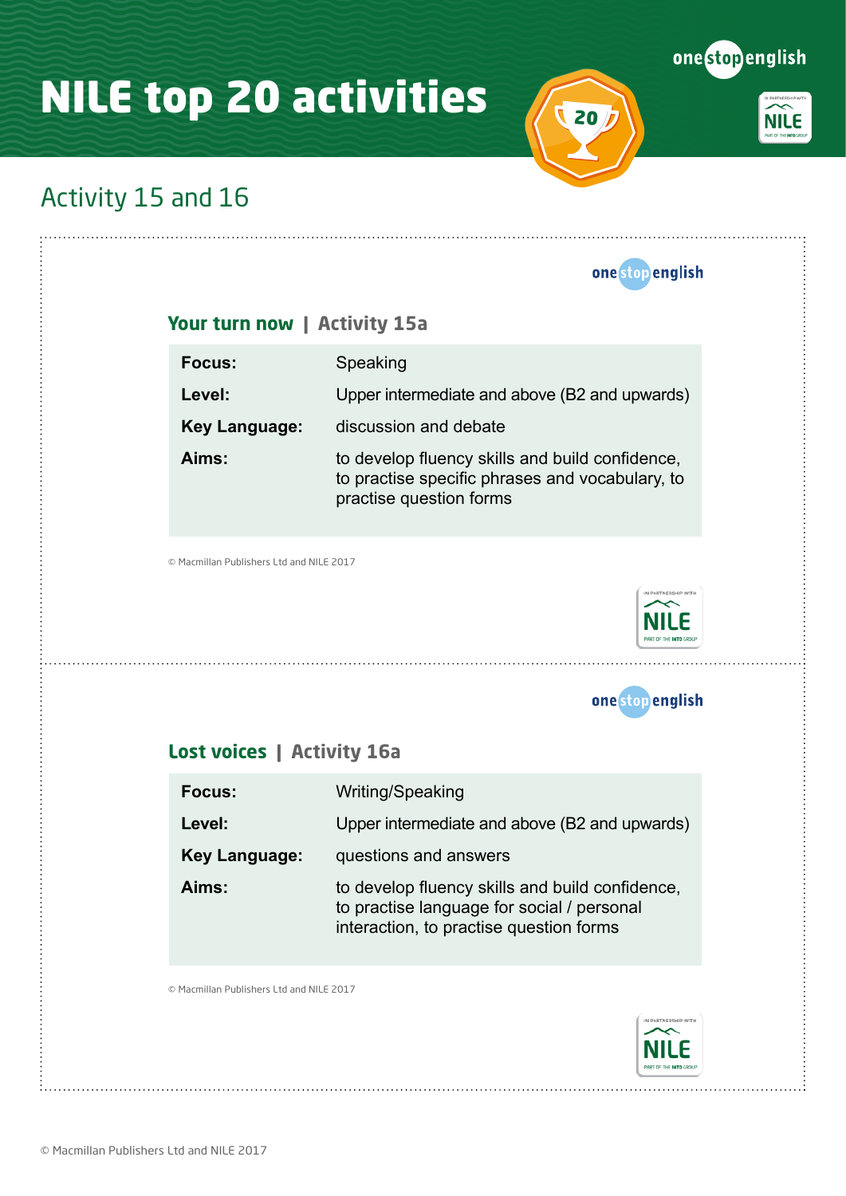# NILE top 20 activities

## Activity 15 and 16

### Your turn now | Activity 15a

| | |
|---|---|
| **Focus:** | Speaking |
| **Level:** | Upper intermediate and above (B2 and upwards) |
| **Key Language:** | discussion and debate |
| **Aims:** | to develop fluency skills and build confidence, to practise specific phrases and vocabulary, to practise question forms |

© Macmillan Publishers Ltd and NILE 2017

### Lost voices | Activity 16a

| | |
|---|---|
| **Focus:** | Writing/Speaking |
| **Level:** | Upper intermediate and above (B2 and upwards) |
| **Key Language:** | questions and answers |
| **Aims:** | to develop fluency skills and build confidence, to practise language for social / personal interaction, to practise question forms |

© Macmillan Publishers Ltd and NILE 2017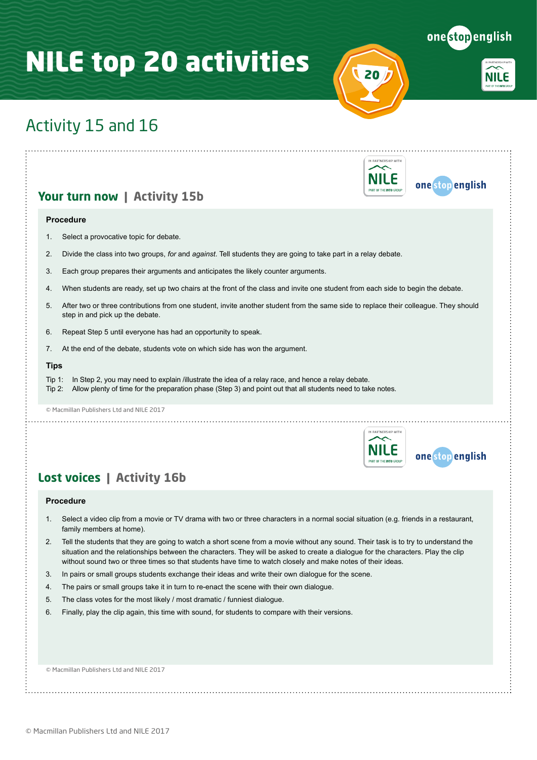# NILE top 20 activities

## Activity 15 and 16

### Your turn now | Activity 15b

**Procedure**

1. Select a provocative topic for debate.
2. Divide the class into two groups, *for* and *against*. Tell students they are going to take part in a relay debate.
3. Each group prepares their arguments and anticipates the likely counter arguments.
4. When students are ready, set up two chairs at the front of the class and invite one student from each side to begin the debate.
5. After two or three contributions from one student, invite another student from the same side to replace their colleague. They should step in and pick up the debate.
6. Repeat Step 5 until everyone has had an opportunity to speak.
7. At the end of the debate, students vote on which side has won the argument.

**Tips**

Tip 1: In Step 2, you may need to explain /illustrate the idea of a relay race, and hence a relay debate.
Tip 2: Allow plenty of time for the preparation phase (Step 3) and point out that all students need to take notes.

© Macmillan Publishers Ltd and NILE 2017

### Lost voices | Activity 16b

**Procedure**

1. Select a video clip from a movie or TV drama with two or three characters in a normal social situation (e.g. friends in a restaurant, family members at home).
2. Tell the students that they are going to watch a short scene from a movie without any sound. Their task is to try to understand the situation and the relationships between the characters. They will be asked to create a dialogue for the characters. Play the clip without sound two or three times so that students have time to watch closely and make notes of their ideas.
3. In pairs or small groups students exchange their ideas and write their own dialogue for the scene.
4. The pairs or small groups take it in turn to re-enact the scene with their own dialogue.
5. The class votes for the most likely / most dramatic / funniest dialogue.
6. Finally, play the clip again, this time with sound, for students to compare with their versions.

© Macmillan Publishers Ltd and NILE 2017